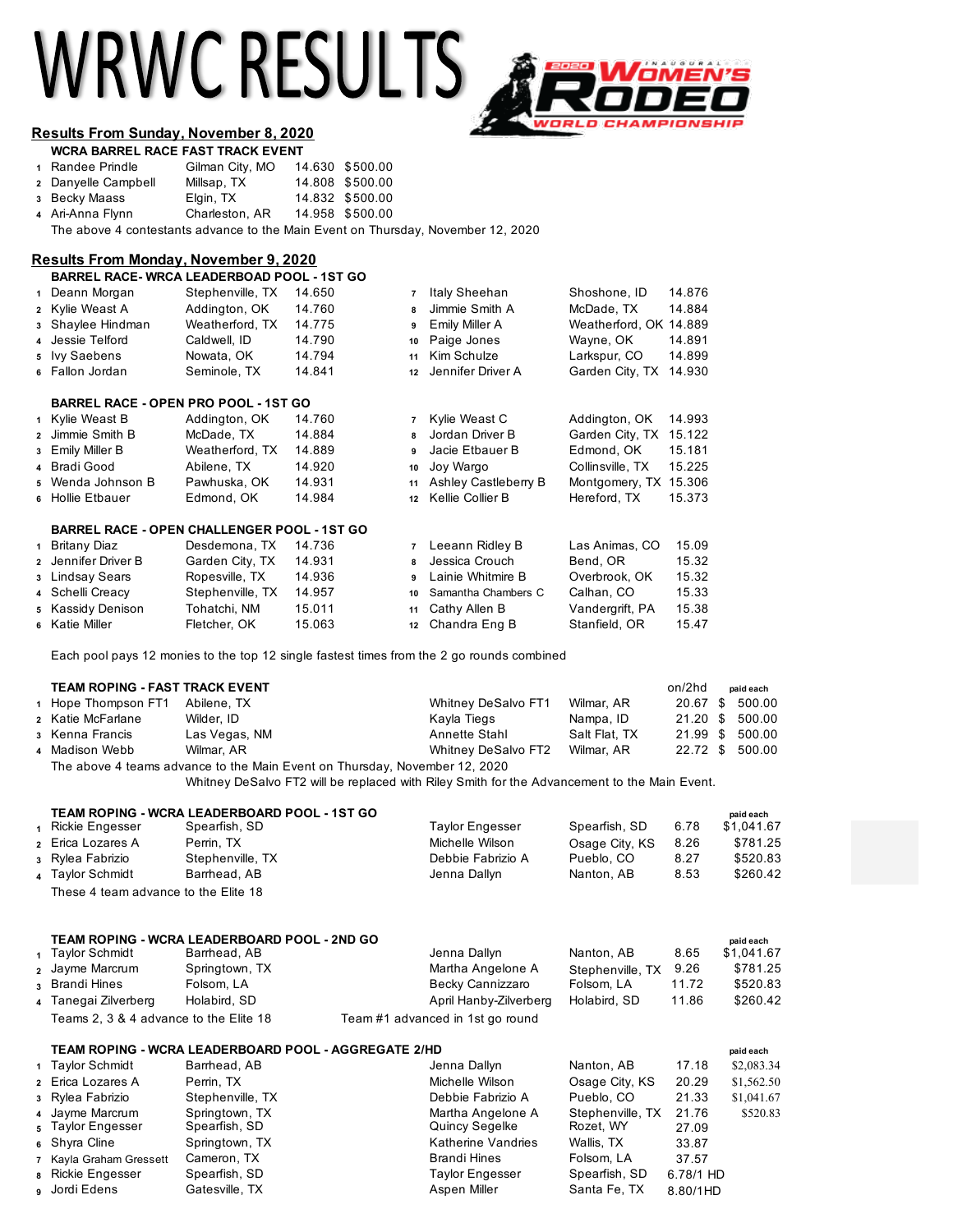# WRWC RESULTS

## Results From Sunday, November 8, 2020

### WCRA BARREL RACE FAST TRACK EVENT

| # | Name | Hometown | Time | Paid |
|---|---|---|---|---|
| 1 | Randee Prindle | Gilman City, MO | 14.630 | $500.00 |
| 2 | Danyelle Campbell | Millsap, TX | 14.808 | $500.00 |
| 3 | Becky Maass | Elgin, TX | 14.832 | $500.00 |
| 4 | Ari-Anna Flynn | Charleston, AR | 14.958 | $500.00 |

The above 4 contestants advance to the Main Event on Thursday, November 12, 2020

## Results From Monday, November 9, 2020

### BARREL RACE- WRCA LEADERBOARD POOL - 1ST GO

| # | Name | Hometown | Time |
|---|---|---|---|
| 1 | Deann Morgan | Stephenville, TX | 14.650 |
| 2 | Kylie Weast A | Addington, OK | 14.760 |
| 3 | Shaylee Hindman | Weatherford, TX | 14.775 |
| 4 | Jessie Telford | Caldwell, ID | 14.790 |
| 5 | Ivy Saebens | Nowata, OK | 14.794 |
| 6 | Fallon Jordan | Seminole, TX | 14.841 |
| 7 | Italy Sheehan | Shoshone, ID | 14.876 |
| 8 | Jimmie Smith A | McDade, TX | 14.884 |
| 9 | Emily Miller A | Weatherford, OK | 14.889 |
| 10 | Paige Jones | Wayne, OK | 14.891 |
| 11 | Kim Schulze | Larkspur, CO | 14.899 |
| 12 | Jennifer Driver A | Garden City, TX | 14.930 |

### BARREL RACE - OPEN PRO POOL - 1ST GO

| # | Name | Hometown | Time |
|---|---|---|---|
| 1 | Kylie Weast B | Addington, OK | 14.760 |
| 2 | Jimmie Smith B | McDade, TX | 14.884 |
| 3 | Emily Miller B | Weatherford, TX | 14.889 |
| 4 | Bradi Good | Abilene, TX | 14.920 |
| 5 | Wenda Johnson B | Pawhuska, OK | 14.931 |
| 6 | Hollie Etbauer | Edmond, OK | 14.984 |
| 7 | Kylie Weast C | Addington, OK | 14.993 |
| 8 | Jordan Driver B | Garden City, TX | 15.122 |
| 9 | Jacie Etbauer B | Edmond, OK | 15.181 |
| 10 | Joy Wargo | Collinsville, TX | 15.225 |
| 11 | Ashley Castleberry B | Montgomery, TX | 15.306 |
| 12 | Kellie Collier B | Hereford, TX | 15.373 |

### BARREL RACE - OPEN CHALLENGER POOL - 1ST GO

| # | Name | Hometown | Time |
|---|---|---|---|
| 1 | Britany Diaz | Desdemona, TX | 14.736 |
| 2 | Jennifer Driver B | Garden City, TX | 14.931 |
| 3 | Lindsay Sears | Ropesville, TX | 14.936 |
| 4 | Schelli Creacy | Stephenville, TX | 14.957 |
| 5 | Kassidy Denison | Tohatchi, NM | 15.011 |
| 6 | Katie Miller | Fletcher, OK | 15.063 |
| 7 | Leeann Ridley B | Las Animas, CO | 15.09 |
| 8 | Jessica Crouch | Bend, OR | 15.32 |
| 9 | Lainie Whitmire B | Overbrook, OK | 15.32 |
| 10 | Samantha Chambers C | Calhan, CO | 15.33 |
| 11 | Cathy Allen B | Vandergrift, PA | 15.38 |
| 12 | Chandra Eng B | Stanfield, OR | 15.47 |

Each pool pays 12 monies to the top 12 single fastest times from the 2 go rounds combined

### TEAM ROPING - FAST TRACK EVENT

| # | Header | Hometown | Heeler | Hometown | on/2hd | paid each |
|---|---|---|---|---|---|---|
| 1 | Hope Thompson FT1 | Abilene, TX | Whitney DeSalvo FT1 | Wilmar, AR | 20.67 | $ 500.00 |
| 2 | Katie McFarlane | Wilder, ID | Kayla Tiegs | Nampa, ID | 21.20 | $ 500.00 |
| 3 | Kenna Francis | Las Vegas, NM | Annette Stahl | Salt Flat, TX | 21.99 | $ 500.00 |
| 4 | Madison Webb | Wilmar, AR | Whitney DeSalvo FT2 | Wilmar, AR | 22.72 | $ 500.00 |

The above 4 teams advance to the Main Event on Thursday, November 12, 2020

Whitney DeSalvo FT2 will be replaced with Riley Smith for the Advancement to the Main Event.

### TEAM ROPING - WCRA LEADERBOARD POOL - 1ST GO

| # | Header | Hometown | Heeler | Hometown | Time | paid each |
|---|---|---|---|---|---|---|
| 1 | Rickie Engesser | Spearfish, SD | Taylor Engesser | Spearfish, SD | 6.78 | $1,041.67 |
| 2 | Erica Lozares A | Perrin, TX | Michelle Wilson | Osage City, KS | 8.26 | $781.25 |
| 3 | Rylea Fabrizio | Stephenville, TX | Debbie Fabrizio A | Pueblo, CO | 8.27 | $520.83 |
| 4 | Taylor Schmidt | Barrhead, AB | Jenna Dallyn | Nanton, AB | 8.53 | $260.42 |

These 4 team advance to the Elite 18

### TEAM ROPING - WCRA LEADERBOARD POOL - 2ND GO

| # | Header | Hometown | Heeler | Hometown | Time | paid each |
|---|---|---|---|---|---|---|
| 1 | Taylor Schmidt | Barrhead, AB | Jenna Dallyn | Nanton, AB | 8.65 | $1,041.67 |
| 2 | Jayme Marcrum | Springtown, TX | Martha Angelone A | Stephenville, TX | 9.26 | $781.25 |
| 3 | Brandi Hines | Folsom, LA | Becky Cannizzaro | Folsom, LA | 11.72 | $520.83 |
| 4 | Tanegai Zilverberg | Holabird, SD | April Hanby-Zilverberg | Holabird, SD | 11.86 | $260.42 |

Teams 2, 3 & 4 advance to the Elite 18 — Team #1 advanced in 1st go round

### TEAM ROPING - WCRA LEADERBOARD POOL - AGGREGATE 2/HD

| # | Header | Hometown | Heeler | Hometown | Time | paid each |
|---|---|---|---|---|---|---|
| 1 | Taylor Schmidt | Barrhead, AB | Jenna Dallyn | Nanton, AB | 17.18 | $2,083.34 |
| 2 | Erica Lozares A | Perrin, TX | Michelle Wilson | Osage City, KS | 20.29 | $1,562.50 |
| 3 | Rylea Fabrizio | Stephenville, TX | Debbie Fabrizio A | Pueblo, CO | 21.33 | $1,041.67 |
| 4 | Jayme Marcrum | Springtown, TX | Martha Angelone A | Stephenville, TX | 21.76 | $520.83 |
| 5 | Taylor Engesser | Spearfish, SD | Quincy Segelke | Rozet, WY | 27.09 | |
| 6 | Shyra Cline | Springtown, TX | Katherine Vandries | Wallis, TX | 33.87 | |
| 7 | Kayla Graham Gressett | Cameron, TX | Brandi Hines | Folsom, LA | 37.57 | |
| 8 | Rickie Engesser | Spearfish, SD | Taylor Engesser | Spearfish, SD | 6.78/1 HD | |
| 9 | Jordi Edens | Gatesville, TX | Aspen Miller | Santa Fe, TX | 8.80/1HD | |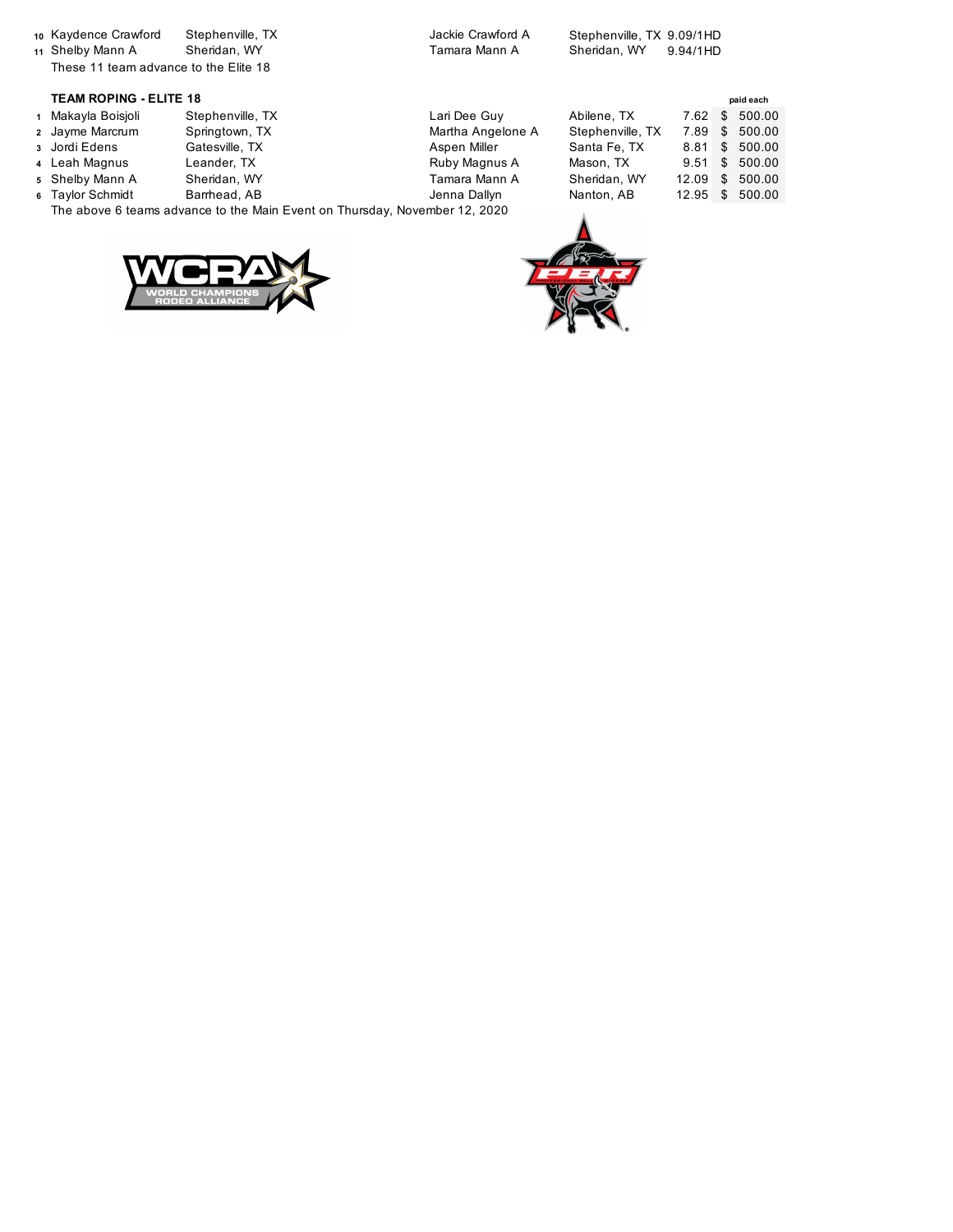| | | | | | |
|---|---|---|---|---|---|
| 10 | Kaydence Crawford | Stephenville, TX | Jackie Crawford A | Stephenville, TX | 9.09/1HD |
| 11 | Shelby Mann A | Sheridan, WY | Tamara Mann A | Sheridan, WY | 9.94/1HD |

These 11 team advance to the Elite 18

**TEAM ROPING - ELITE 18**

| | | | | | | paid each |
|---|---|---|---|---|---|---|
| 1 | Makayla Boisjoli | Stephenville, TX | Lari Dee Guy | Abilene, TX | 7.62 | $ 500.00 |
| 2 | Jayme Marcrum | Springtown, TX | Martha Angelone A | Stephenville, TX | 7.89 | $ 500.00 |
| 3 | Jordi Edens | Gatesville, TX | Aspen Miller | Santa Fe, TX | 8.81 | $ 500.00 |
| 4 | Leah Magnus | Leander, TX | Ruby Magnus A | Mason, TX | 9.51 | $ 500.00 |
| 5 | Shelby Mann A | Sheridan, WY | Tamara Mann A | Sheridan, WY | 12.09 | $ 500.00 |
| 6 | Taylor Schmidt | Barrhead, AB | Jenna Dallyn | Nanton, AB | 12.95 | $ 500.00 |

The above 6 teams advance to the Main Event on Thursday, November 12, 2020